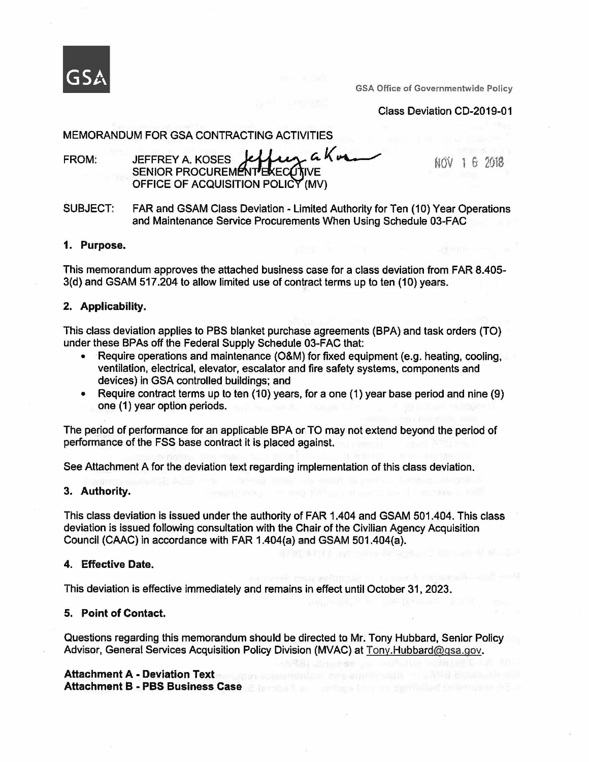GSA

GSA Office of Governmentwide Policy

Class Deviation CD-2019-01

MEMORANDUM FOR GSA CONTRACTING ACTIVITIES

FROM: JEFFREY A. KOSES
SENIOR PROCUREMENT EXECUTIVE
OFFICE OF ACQUISITION POLICY (MV)

NOV 16 2018

SUBJECT: FAR and GSAM Class Deviation - Limited Authority for Ten (10) Year Operations and Maintenance Service Procurements When Using Schedule 03-FAC

## 1. Purpose.

This memorandum approves the attached business case for a class deviation from FAR 8.405-3(d) and GSAM 517.204 to allow limited use of contract terms up to ten (10) years.

## 2. Applicability.

This class deviation applies to PBS blanket purchase agreements (BPA) and task orders (TO) under these BPAs off the Federal Supply Schedule 03-FAC that:

- Require operations and maintenance (O&M) for fixed equipment (e.g. heating, cooling, ventilation, electrical, elevator, escalator and fire safety systems, components and devices) in GSA controlled buildings; and
- Require contract terms up to ten (10) years, for a one (1) year base period and nine (9) one (1) year option periods.

The period of performance for an applicable BPA or TO may not extend beyond the period of performance of the FSS base contract it is placed against.

See Attachment A for the deviation text regarding implementation of this class deviation.

## 3. Authority.

This class deviation is issued under the authority of FAR 1.404 and GSAM 501.404. This class deviation is issued following consultation with the Chair of the Civilian Agency Acquisition Council (CAAC) in accordance with FAR 1.404(a) and GSAM 501.404(a).

## 4. Effective Date.

This deviation is effective immediately and remains in effect until October 31, 2023.

## 5. Point of Contact.

Questions regarding this memorandum should be directed to Mr. Tony Hubbard, Senior Policy Advisor, General Services Acquisition Policy Division (MVAC) at Tony.Hubbard@gsa.gov.

**Attachment A - Deviation Text**
**Attachment B - PBS Business Case**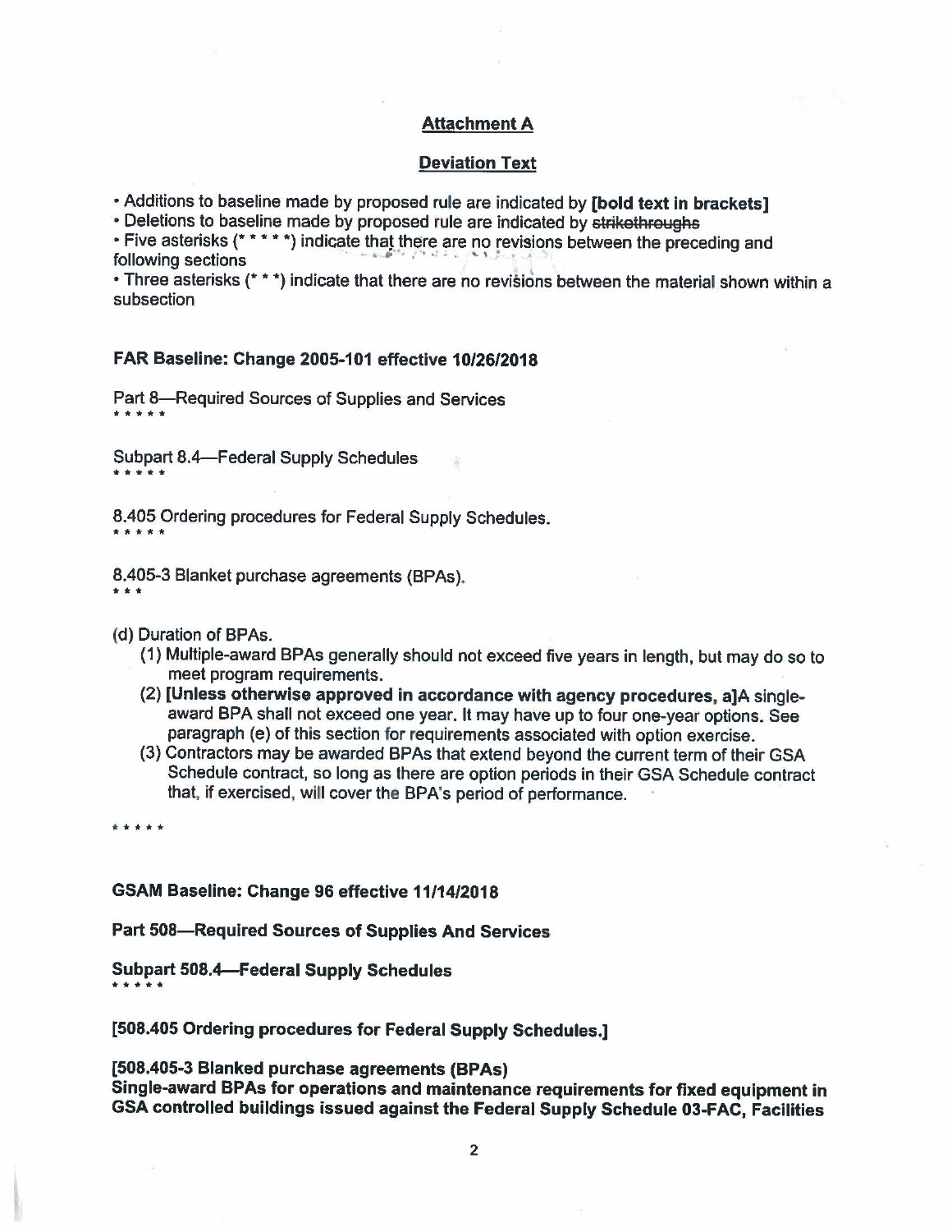## Attachment A

## Deviation Text

- Additions to baseline made by proposed rule are indicated by **[bold text in brackets]**
- Deletions to baseline made by proposed rule are indicated by ~~strikethroughs~~
- Five asterisks (* * * * *) indicate that there are no revisions between the preceding and following sections
- Three asterisks (* * *) indicate that there are no revisions between the material shown within a subsection

**FAR Baseline: Change 2005-101 effective 10/26/2018**

Part 8—Required Sources of Supplies and Services

* * * * *

Subpart 8.4—Federal Supply Schedules

* * * * *

8.405 Ordering procedures for Federal Supply Schedules.

* * * * *

8.405-3 Blanket purchase agreements (BPAs).

* * *

(d) Duration of BPAs.

(1) Multiple-award BPAs generally should not exceed five years in length, but may do so to meet program requirements.

(2) **[Unless otherwise approved in accordance with agency procedures, a]**A single-award BPA shall not exceed one year. It may have up to four one-year options. See paragraph (e) of this section for requirements associated with option exercise.

(3) Contractors may be awarded BPAs that extend beyond the current term of their GSA Schedule contract, so long as there are option periods in their GSA Schedule contract that, if exercised, will cover the BPA's period of performance.

* * * * *

**GSAM Baseline: Change 96 effective 11/14/2018**

**Part 508—Required Sources of Supplies And Services**

**Subpart 508.4—Federal Supply Schedules**

* * * * *

**[508.405 Ordering procedures for Federal Supply Schedules.]**

**[508.405-3 Blanked purchase agreements (BPAs)**
**Single-award BPAs for operations and maintenance requirements for fixed equipment in GSA controlled buildings issued against the Federal Supply Schedule 03-FAC, Facilities**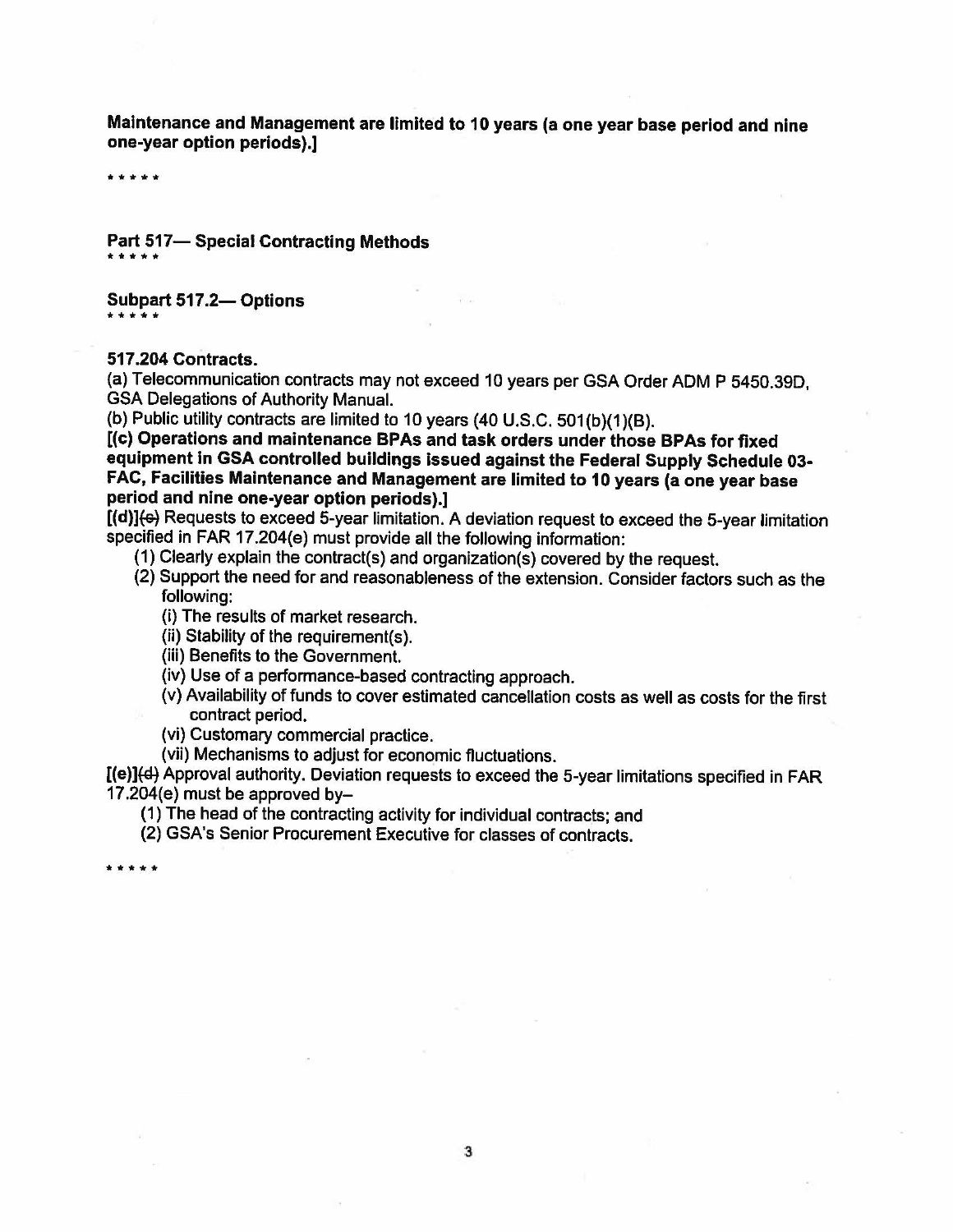**Maintenance and Management are limited to 10 years (a one year base period and nine one-year option periods).]**

\* \* \* \* \*

**Part 517— Special Contracting Methods**

\* \* \* \* \*

**Subpart 517.2— Options**

\* \* \* \* \*

**517.204 Contracts.**

(a) Telecommunication contracts may not exceed 10 years per GSA Order ADM P 5450.39D, GSA Delegations of Authority Manual.

(b) Public utility contracts are limited to 10 years (40 U.S.C. 501(b)(1)(B).

**[(c) Operations and maintenance BPAs and task orders under those BPAs for fixed equipment in GSA controlled buildings issued against the Federal Supply Schedule 03-FAC, Facilities Maintenance and Management are limited to 10 years (a one year base period and nine one-year option periods).]**

**[(d)]**~~(c)~~ Requests to exceed 5-year limitation. A deviation request to exceed the 5-year limitation specified in FAR 17.204(e) must provide all the following information:

(1) Clearly explain the contract(s) and organization(s) covered by the request.

(2) Support the need for and reasonableness of the extension. Consider factors such as the following:

(i) The results of market research.

(ii) Stability of the requirement(s).

(iii) Benefits to the Government.

(iv) Use of a performance-based contracting approach.

(v) Availability of funds to cover estimated cancellation costs as well as costs for the first contract period.

(vi) Customary commercial practice.

(vii) Mechanisms to adjust for economic fluctuations.

**[(e)]**~~(d)~~ Approval authority. Deviation requests to exceed the 5-year limitations specified in FAR 17.204(e) must be approved by–

(1) The head of the contracting activity for individual contracts; and

(2) GSA's Senior Procurement Executive for classes of contracts.

\* \* \* \* \*